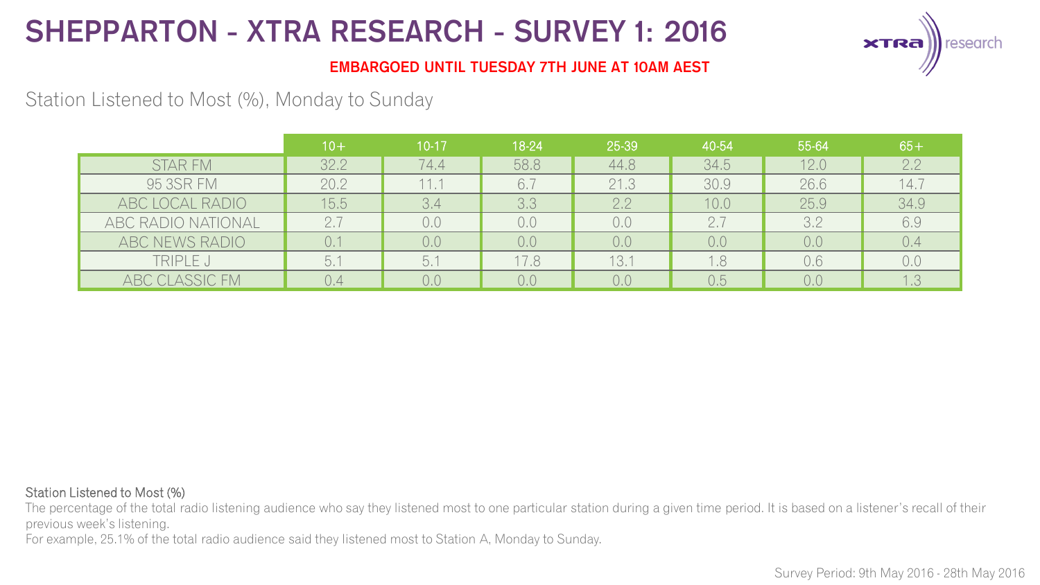# SHEPPARTON - XTRA RESEARCH - SURVEY 1: 2016

**EMBARGOED UNTIL TUESDAY 7TH JUNE AT 10AM AEST**

## Station Listened to Most (%), Monday to Sunday

| | 10+ | 10-17 | 18-24 | 25-39 | 40-54 | 55-64 | 65+ |
|---|---|---|---|---|---|---|---|
| STAR FM | 32.2 | 74.4 | 58.8 | 44.8 | 34.5 | 12.0 | 2.2 |
| 95 3SR FM | 20.2 | 11.1 | 6.7 | 21.3 | 30.9 | 26.6 | 14.7 |
| ABC LOCAL RADIO | 15.5 | 3.4 | 3.3 | 2.2 | 10.0 | 25.9 | 34.9 |
| ABC RADIO NATIONAL | 2.7 | 0.0 | 0.0 | 0.0 | 2.7 | 3.2 | 6.9 |
| ABC NEWS RADIO | 0.1 | 0.0 | 0.0 | 0.0 | 0.0 | 0.0 | 0.4 |
| TRIPLE J | 5.1 | 5.1 | 17.8 | 13.1 | 1.8 | 0.6 | 0.0 |
| ABC CLASSIC FM | 0.4 | 0.0 | 0.0 | 0.0 | 0.5 | 0.0 | 1.3 |

**Station Listened to Most (%)**

The percentage of the total radio listening audience who say they listened most to one particular station during a given time period. It is based on a listener's recall of their previous week's listening.

For example, 25.1% of the total radio audience said they listened most to Station A, Monday to Sunday.

Survey Period: 9th May 2016 - 28th May 2016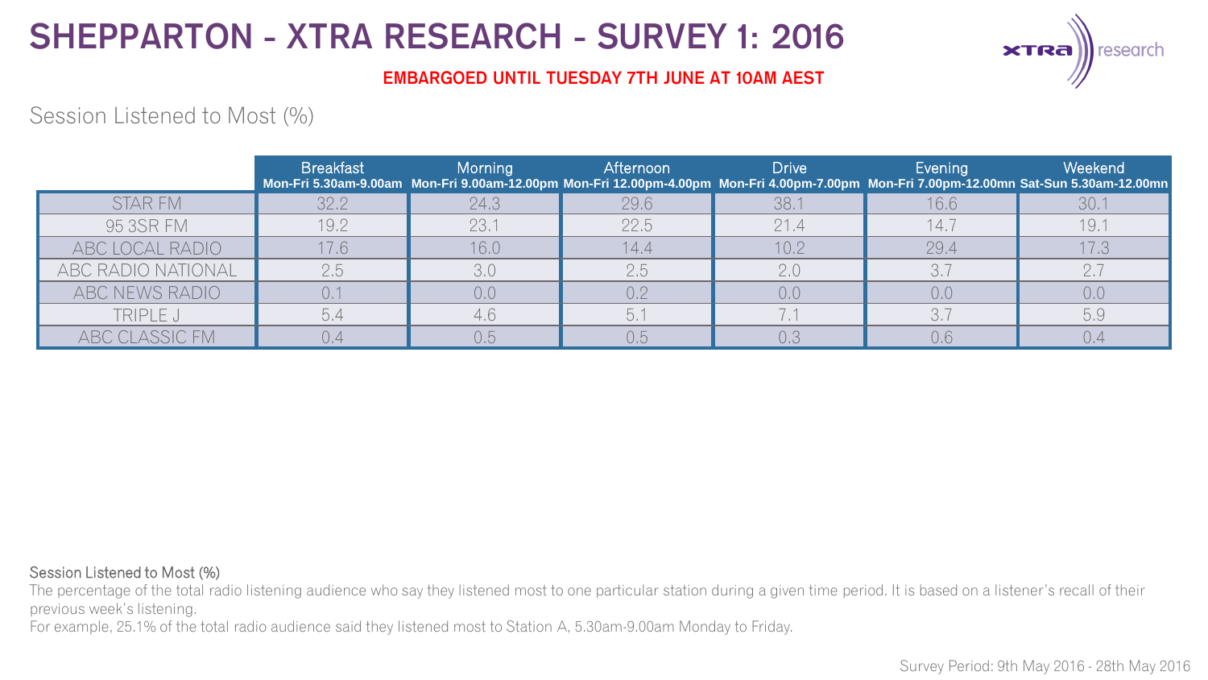# SHEPPARTON - XTRA RESEARCH - SURVEY 1: 2016

**EMBARGOED UNTIL TUESDAY 7TH JUNE AT 10AM AEST**

## Session Listened to Most (%)

| | Breakfast<br>**Mon-Fri 5.30am-9.00am** | Morning<br>**Mon-Fri 9.00am-12.00pm** | Afternoon<br>**Mon-Fri 12.00pm-4.00pm** | Drive<br>**Mon-Fri 4.00pm-7.00pm** | Evening<br>**Mon-Fri 7.00pm-12.00mn** | Weekend<br>**Sat-Sun 5.30am-12.00mn** |
|---|---|---|---|---|---|---|
| STAR FM | 32.2 | 24.3 | 29.6 | 38.1 | 16.6 | 30.1 |
| 95 3SR FM | 19.2 | 23.1 | 22.5 | 21.4 | 14.7 | 19.1 |
| ABC LOCAL RADIO | 17.6 | 16.0 | 14.4 | 10.2 | 29.4 | 17.3 |
| ABC RADIO NATIONAL | 2.5 | 3.0 | 2.5 | 2.0 | 3.7 | 2.7 |
| ABC NEWS RADIO | 0.1 | 0.0 | 0.2 | 0.0 | 0.0 | 0.0 |
| TRIPLE J | 5.4 | 4.6 | 5.1 | 7.1 | 3.7 | 5.9 |
| ABC CLASSIC FM | 0.4 | 0.5 | 0.5 | 0.3 | 0.6 | 0.4 |

Session Listened to Most (%)

The percentage of the total radio listening audience who say they listened most to one particular station during a given time period. It is based on a listener's recall of their previous week's listening.

For example, 25.1% of the total radio audience said they listened most to Station A, 5.30am-9.00am Monday to Friday.

Survey Period: 9th May 2016 - 28th May 2016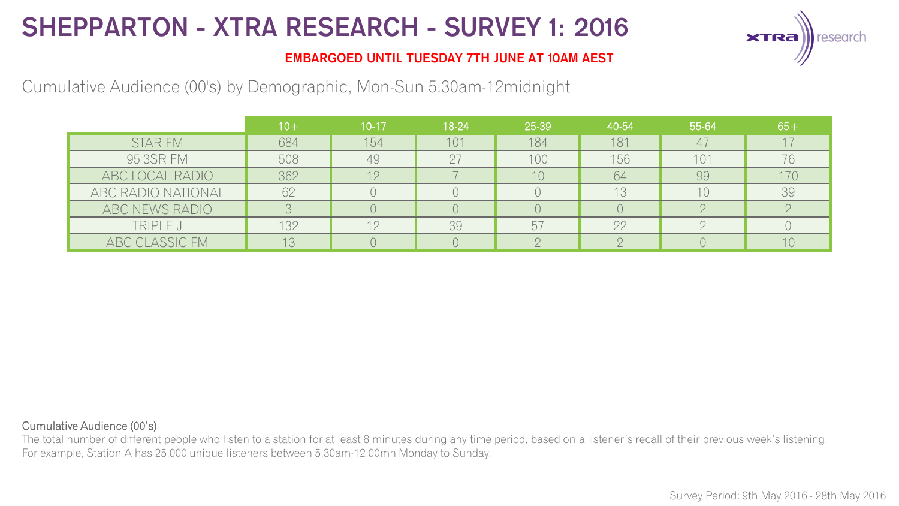# SHEPPARTON - XTRA RESEARCH - SURVEY 1: 2016

**EMBARGOED UNTIL TUESDAY 7TH JUNE AT 10AM AEST**

Cumulative Audience (00's) by Demographic, Mon-Sun 5.30am-12midnight

| | 10+ | 10-17 | 18-24 | 25-39 | 40-54 | 55-64 | 65+ |
|---|---|---|---|---|---|---|---|
| STAR FM | 684 | 154 | 101 | 184 | 181 | 47 | 17 |
| 95 3SR FM | 508 | 49 | 27 | 100 | 156 | 101 | 76 |
| ABC LOCAL RADIO | 362 | 12 | 7 | 10 | 64 | 99 | 170 |
| ABC RADIO NATIONAL | 62 | 0 | 0 | 0 | 13 | 10 | 39 |
| ABC NEWS RADIO | 3 | 0 | 0 | 0 | 0 | 2 | 2 |
| TRIPLE J | 132 | 12 | 39 | 57 | 22 | 2 | 0 |
| ABC CLASSIC FM | 13 | 0 | 0 | 2 | 2 | 0 | 10 |

Cumulative Audience (00's)

The total number of different people who listen to a station for at least 8 minutes during any time period, based on a listener's recall of their previous week's listening. For example, Station A has 25,000 unique listeners between 5.30am-12.00mn Monday to Sunday.

Survey Period: 9th May 2016 - 28th May 2016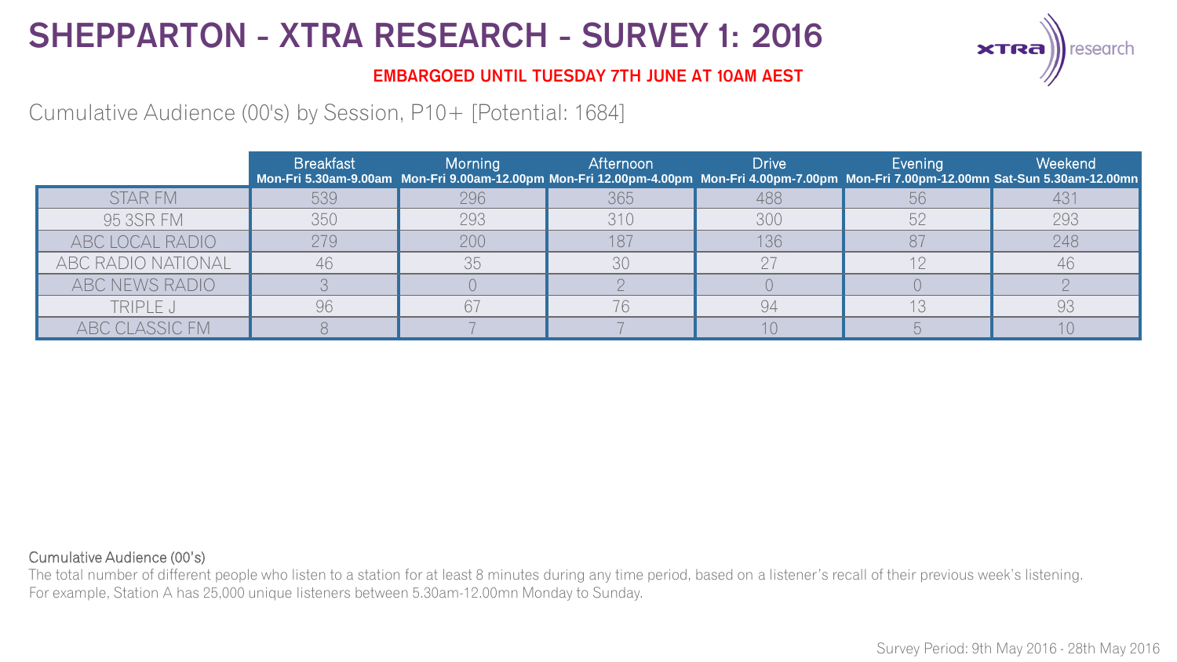# SHEPPARTON - XTRA RESEARCH - SURVEY 1: 2016

**EMBARGOED UNTIL TUESDAY 7TH JUNE AT 10AM AEST**

Cumulative Audience (00's) by Session, P10+ [Potential: 1684]

| | Breakfast Mon-Fri 5.30am-9.00am | Morning Mon-Fri 9.00am-12.00pm | Afternoon Mon-Fri 12.00pm-4.00pm | Drive Mon-Fri 4.00pm-7.00pm | Evening Mon-Fri 7.00pm-12.00mn | Weekend Sat-Sun 5.30am-12.00mn |
|---|---|---|---|---|---|---|
| STAR FM | 539 | 296 | 365 | 488 | 56 | 431 |
| 95 3SR FM | 350 | 293 | 310 | 300 | 52 | 293 |
| ABC LOCAL RADIO | 279 | 200 | 187 | 136 | 87 | 248 |
| ABC RADIO NATIONAL | 46 | 35 | 30 | 27 | 12 | 46 |
| ABC NEWS RADIO | 3 | 0 | 2 | 0 | 0 | 2 |
| TRIPLE J | 96 | 67 | 76 | 94 | 13 | 93 |
| ABC CLASSIC FM | 8 | 7 | 7 | 10 | 5 | 10 |

Cumulative Audience (00's)

The total number of different people who listen to a station for at least 8 minutes during any time period, based on a listener's recall of their previous week's listening.
For example, Station A has 25,000 unique listeners between 5.30am-12.00mn Monday to Sunday.

Survey Period: 9th May 2016 - 28th May 2016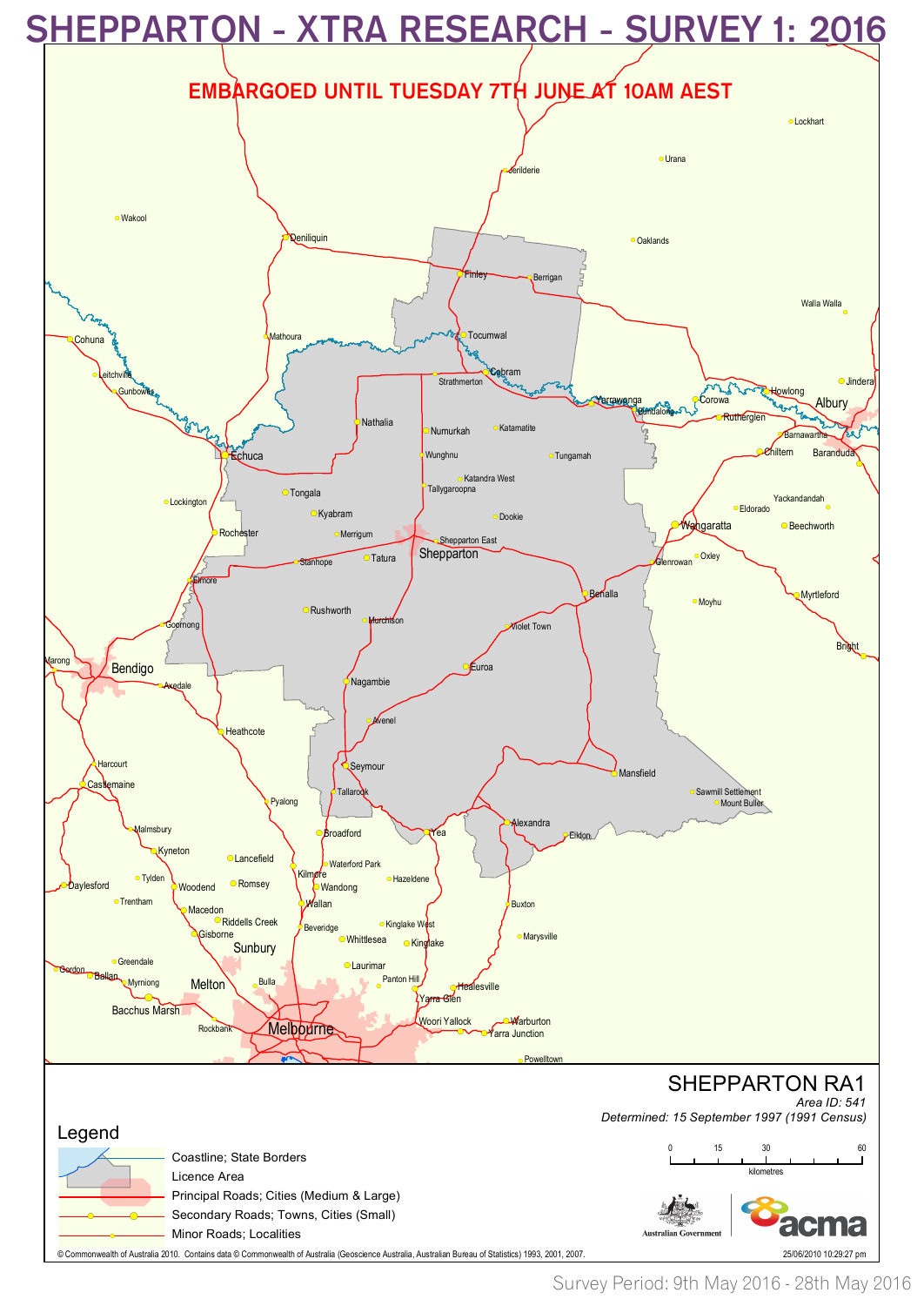# SHEPPARTON - XTRA RESEARCH - SURVEY 1: 2016

EMBARGOED UNTIL TUESDAY 7TH JUNE AT 10AM AEST

SHEPPARTON RA1

*Area ID: 541*

*Determined: 15 September 1997 (1991 Census)*

Legend

- Coastline; State Borders
- Licence Area
- Principal Roads; Cities (Medium & Large)
- Secondary Roads; Towns, Cities (Small)
- Minor Roads; Localities

0 15 30 60

kilometres

Australian Government

acma

© Commonwealth of Australia 2010. Contains data © Commonwealth of Australia (Geoscience Australia, Australian Bureau of Statistics) 1993, 2001, 2007.

25/06/2010 10:29:27 pm

Survey Period: 9th May 2016 - 28th May 2016